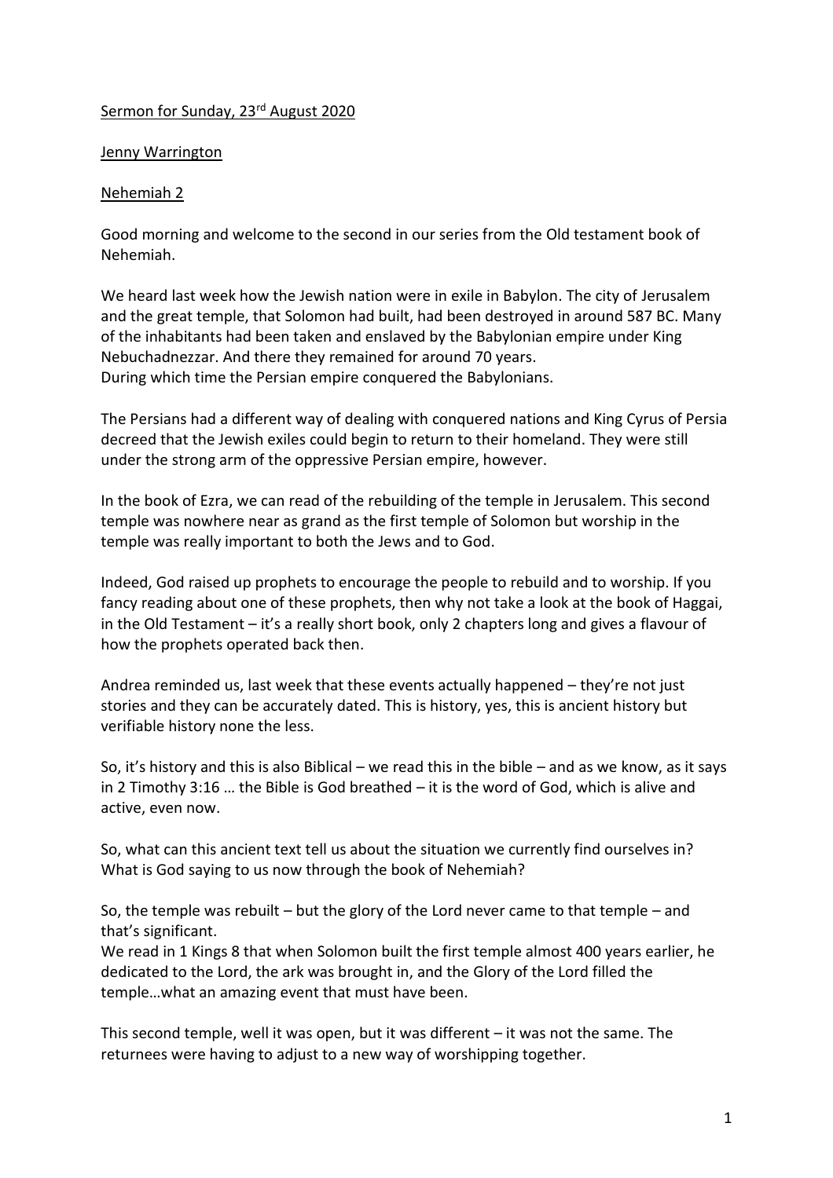Sermon for Sunday, 23rd August 2020

Jenny Warrington

Nehemiah 2

Good morning and welcome to the second in our series from the Old testament book of Nehemiah.

We heard last week how the Jewish nation were in exile in Babylon. The city of Jerusalem and the great temple, that Solomon had built, had been destroyed in around 587 BC. Many of the inhabitants had been taken and enslaved by the Babylonian empire under King Nebuchadnezzar. And there they remained for around 70 years.
During which time the Persian empire conquered the Babylonians.

The Persians had a different way of dealing with conquered nations and King Cyrus of Persia decreed that the Jewish exiles could begin to return to their homeland. They were still under the strong arm of the oppressive Persian empire, however.

In the book of Ezra, we can read of the rebuilding of the temple in Jerusalem. This second temple was nowhere near as grand as the first temple of Solomon but worship in the temple was really important to both the Jews and to God.

Indeed, God raised up prophets to encourage the people to rebuild and to worship. If you fancy reading about one of these prophets, then why not take a look at the book of Haggai, in the Old Testament – it's a really short book, only 2 chapters long and gives a flavour of how the prophets operated back then.

Andrea reminded us, last week that these events actually happened – they're not just stories and they can be accurately dated. This is history, yes, this is ancient history but verifiable history none the less.

So, it's history and this is also Biblical – we read this in the bible – and as we know, as it says in 2 Timothy 3:16 … the Bible is God breathed – it is the word of God, which is alive and active, even now.

So, what can this ancient text tell us about the situation we currently find ourselves in?
What is God saying to us now through the book of Nehemiah?

So, the temple was rebuilt – but the glory of the Lord never came to that temple – and that's significant.
We read in 1 Kings 8 that when Solomon built the first temple almost 400 years earlier, he dedicated to the Lord, the ark was brought in, and the Glory of the Lord filled the temple…what an amazing event that must have been.

This second temple, well it was open, but it was different – it was not the same. The returnees were having to adjust to a new way of worshipping together.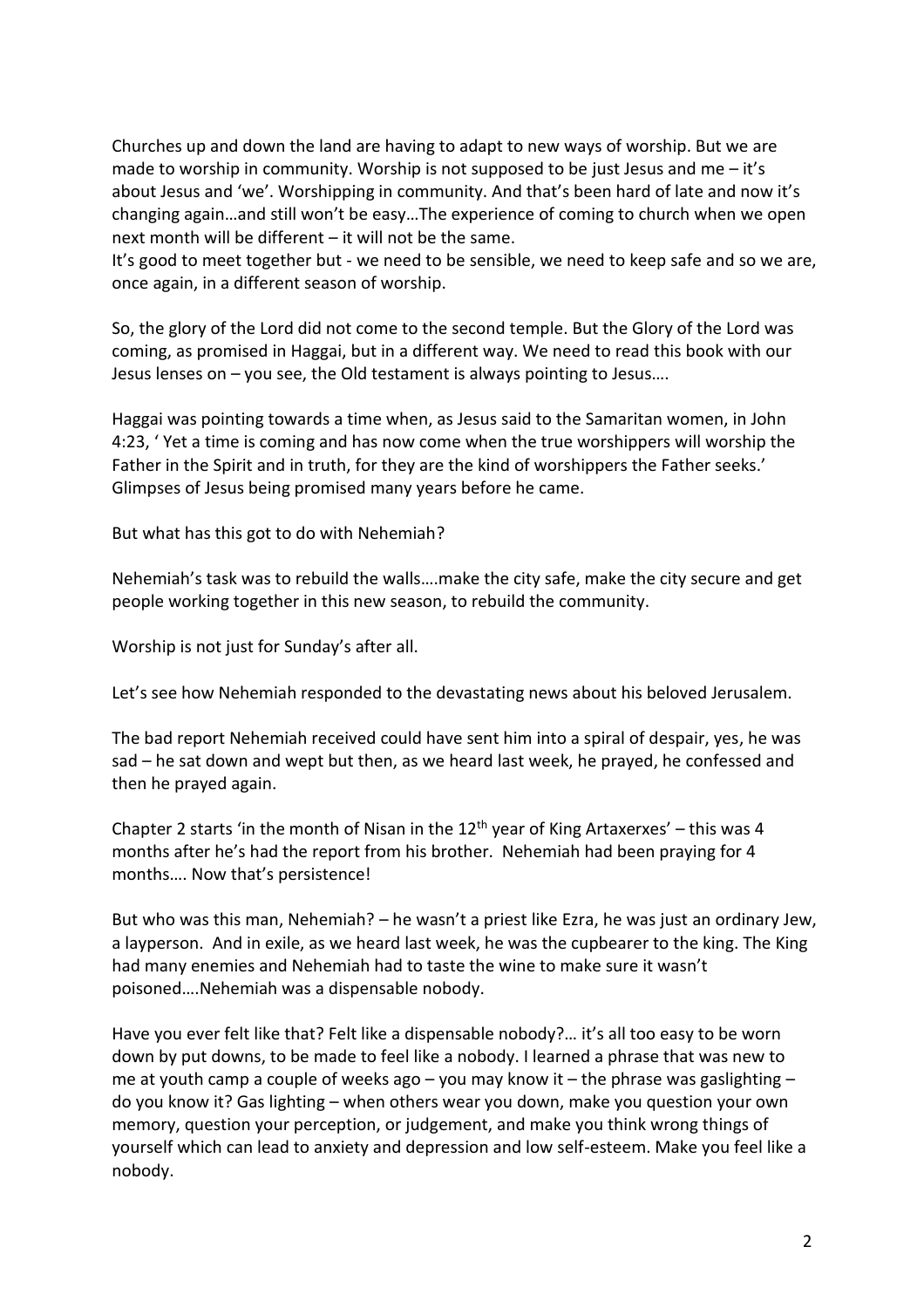Churches up and down the land are having to adapt to new ways of worship. But we are made to worship in community. Worship is not supposed to be just Jesus and me – it's about Jesus and 'we'. Worshipping in community. And that's been hard of late and now it's changing again…and still won't be easy…The experience of coming to church when we open next month will be different – it will not be the same.
It's good to meet together but - we need to be sensible, we need to keep safe and so we are, once again, in a different season of worship.

So, the glory of the Lord did not come to the second temple. But the Glory of the Lord was coming, as promised in Haggai, but in a different way. We need to read this book with our Jesus lenses on – you see, the Old testament is always pointing to Jesus….

Haggai was pointing towards a time when, as Jesus said to the Samaritan women, in John 4:23, ' Yet a time is coming and has now come when the true worshippers will worship the Father in the Spirit and in truth, for they are the kind of worshippers the Father seeks.' Glimpses of Jesus being promised many years before he came.

But what has this got to do with Nehemiah?

Nehemiah's task was to rebuild the walls….make the city safe, make the city secure and get people working together in this new season, to rebuild the community.

Worship is not just for Sunday's after all.

Let's see how Nehemiah responded to the devastating news about his beloved Jerusalem.

The bad report Nehemiah received could have sent him into a spiral of despair, yes, he was sad – he sat down and wept but then, as we heard last week, he prayed, he confessed and then he prayed again.

Chapter 2 starts 'in the month of Nisan in the 12th year of King Artaxerxes' – this was 4 months after he's had the report from his brother. Nehemiah had been praying for 4 months…. Now that's persistence!

But who was this man, Nehemiah? – he wasn't a priest like Ezra, he was just an ordinary Jew, a layperson. And in exile, as we heard last week, he was the cupbearer to the king. The King had many enemies and Nehemiah had to taste the wine to make sure it wasn't poisoned….Nehemiah was a dispensable nobody.

Have you ever felt like that? Felt like a dispensable nobody?… it's all too easy to be worn down by put downs, to be made to feel like a nobody. I learned a phrase that was new to me at youth camp a couple of weeks ago – you may know it – the phrase was gaslighting – do you know it? Gas lighting – when others wear you down, make you question your own memory, question your perception, or judgement, and make you think wrong things of yourself which can lead to anxiety and depression and low self-esteem. Make you feel like a nobody.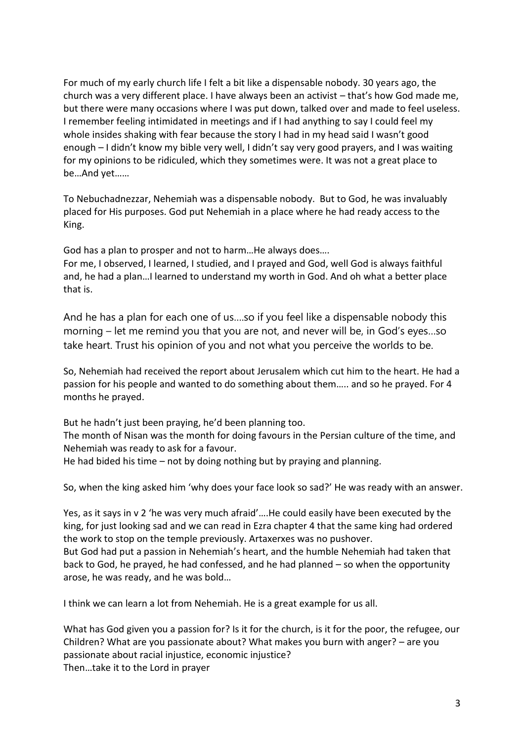For much of my early church life I felt a bit like a dispensable nobody. 30 years ago, the church was a very different place. I have always been an activist – that's how God made me, but there were many occasions where I was put down, talked over and made to feel useless. I remember feeling intimidated in meetings and if I had anything to say I could feel my whole insides shaking with fear because the story I had in my head said I wasn't good enough – I didn't know my bible very well, I didn't say very good prayers, and I was waiting for my opinions to be ridiculed, which they sometimes were. It was not a great place to be…And yet……

To Nebuchadnezzar, Nehemiah was a dispensable nobody. But to God, he was invaluably placed for His purposes. God put Nehemiah in a place where he had ready access to the King.

God has a plan to prosper and not to harm…He always does….
For me, I observed, I learned, I studied, and I prayed and God, well God is always faithful and, he had a plan…I learned to understand my worth in God. And oh what a better place that is.

And he has a plan for each one of us….so if you feel like a dispensable nobody this morning – let me remind you that you are not, and never will be, in God's eyes…so take heart. Trust his opinion of you and not what you perceive the worlds to be.

So, Nehemiah had received the report about Jerusalem which cut him to the heart. He had a passion for his people and wanted to do something about them….. and so he prayed. For 4 months he prayed.

But he hadn't just been praying, he'd been planning too.
The month of Nisan was the month for doing favours in the Persian culture of the time, and Nehemiah was ready to ask for a favour.
He had bided his time – not by doing nothing but by praying and planning.

So, when the king asked him 'why does your face look so sad?' He was ready with an answer.

Yes, as it says in v 2 'he was very much afraid'….He could easily have been executed by the king, for just looking sad and we can read in Ezra chapter 4 that the same king had ordered the work to stop on the temple previously. Artaxerxes was no pushover.
But God had put a passion in Nehemiah's heart, and the humble Nehemiah had taken that back to God, he prayed, he had confessed, and he had planned – so when the opportunity arose, he was ready, and he was bold…

I think we can learn a lot from Nehemiah. He is a great example for us all.

What has God given you a passion for? Is it for the church, is it for the poor, the refugee, our Children? What are you passionate about? What makes you burn with anger? – are you passionate about racial injustice, economic injustice?
Then…take it to the Lord in prayer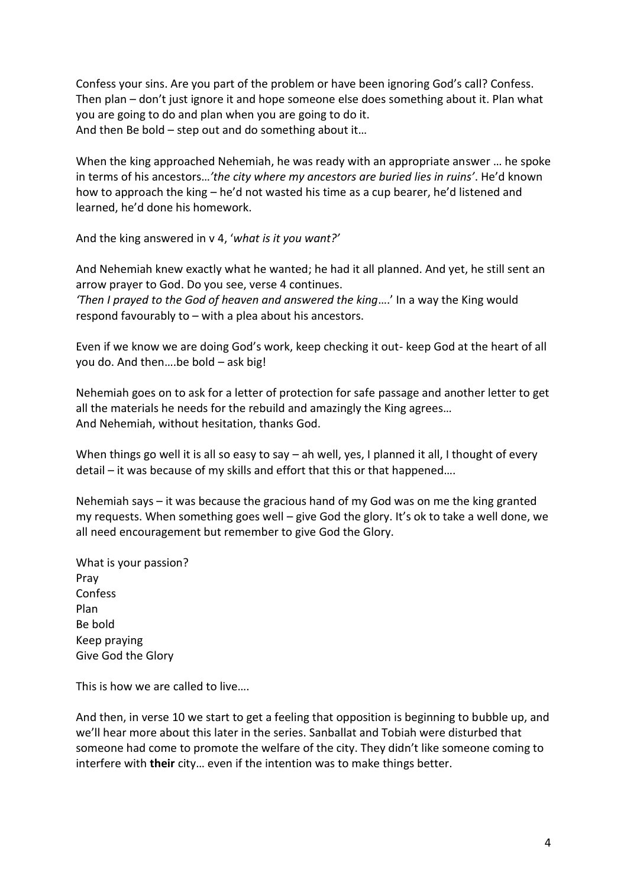Confess your sins. Are you part of the problem or have been ignoring God's call? Confess. Then plan – don't just ignore it and hope someone else does something about it. Plan what you are going to do and plan when you are going to do it.
And then Be bold – step out and do something about it…

When the king approached Nehemiah, he was ready with an appropriate answer … he spoke in terms of his ancestors…*'the city where my ancestors are buried lies in ruins'*. He'd known how to approach the king – he'd not wasted his time as a cup bearer, he'd listened and learned, he'd done his homework.

And the king answered in v 4, '*what is it you want?'*

And Nehemiah knew exactly what he wanted; he had it all planned. And yet, he still sent an arrow prayer to God. Do you see, verse 4 continues.
*'Then I prayed to the God of heaven and answered the king*….' In a way the King would respond favourably to – with a plea about his ancestors.

Even if we know we are doing God's work, keep checking it out- keep God at the heart of all you do. And then….be bold – ask big!

Nehemiah goes on to ask for a letter of protection for safe passage and another letter to get all the materials he needs for the rebuild and amazingly the King agrees…
And Nehemiah, without hesitation, thanks God.

When things go well it is all so easy to say – ah well, yes, I planned it all, I thought of every detail – it was because of my skills and effort that this or that happened….

Nehemiah says – it was because the gracious hand of my God was on me the king granted my requests. When something goes well – give God the glory. It's ok to take a well done, we all need encouragement but remember to give God the Glory.

What is your passion?
Pray
Confess
Plan
Be bold
Keep praying
Give God the Glory

This is how we are called to live….

And then, in verse 10 we start to get a feeling that opposition is beginning to bubble up, and we'll hear more about this later in the series. Sanballat and Tobiah were disturbed that someone had come to promote the welfare of the city. They didn't like someone coming to interfere with **their** city… even if the intention was to make things better.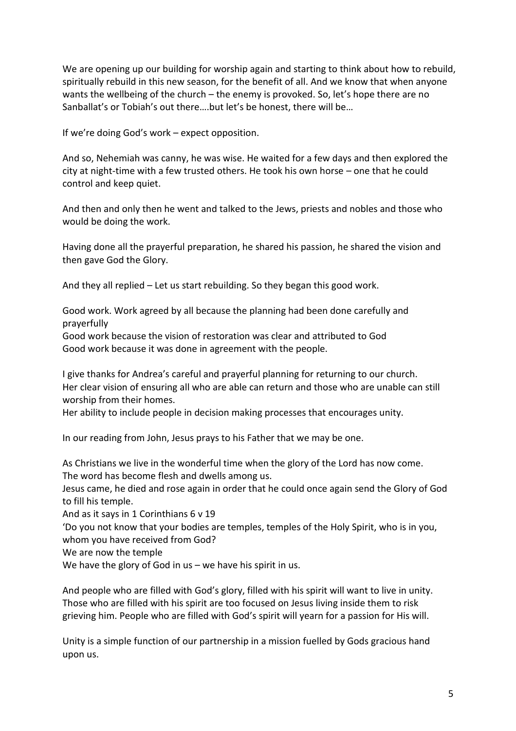We are opening up our building for worship again and starting to think about how to rebuild, spiritually rebuild in this new season, for the benefit of all. And we know that when anyone wants the wellbeing of the church – the enemy is provoked. So, let's hope there are no Sanballat's or Tobiah's out there….but let's be honest, there will be…

If we're doing God's work – expect opposition.

And so, Nehemiah was canny, he was wise. He waited for a few days and then explored the city at night-time with a few trusted others. He took his own horse – one that he could control and keep quiet.

And then and only then he went and talked to the Jews, priests and nobles and those who would be doing the work.

Having done all the prayerful preparation, he shared his passion, he shared the vision and then gave God the Glory.

And they all replied – Let us start rebuilding. So they began this good work.

Good work. Work agreed by all because the planning had been done carefully and prayerfully
Good work because the vision of restoration was clear and attributed to God
Good work because it was done in agreement with the people.

I give thanks for Andrea's careful and prayerful planning for returning to our church.
Her clear vision of ensuring all who are able can return and those who are unable can still worship from their homes.
Her ability to include people in decision making processes that encourages unity.

In our reading from John, Jesus prays to his Father that we may be one.

As Christians we live in the wonderful time when the glory of the Lord has now come.
The word has become flesh and dwells among us.
Jesus came, he died and rose again in order that he could once again send the Glory of God to fill his temple.
And as it says in 1 Corinthians 6 v 19
'Do you not know that your bodies are temples, temples of the Holy Spirit, who is in you, whom you have received from God?
We are now the temple
We have the glory of God in us – we have his spirit in us.

And people who are filled with God's glory, filled with his spirit will want to live in unity.
Those who are filled with his spirit are too focused on Jesus living inside them to risk grieving him. People who are filled with God's spirit will yearn for a passion for His will.

Unity is a simple function of our partnership in a mission fuelled by Gods gracious hand upon us.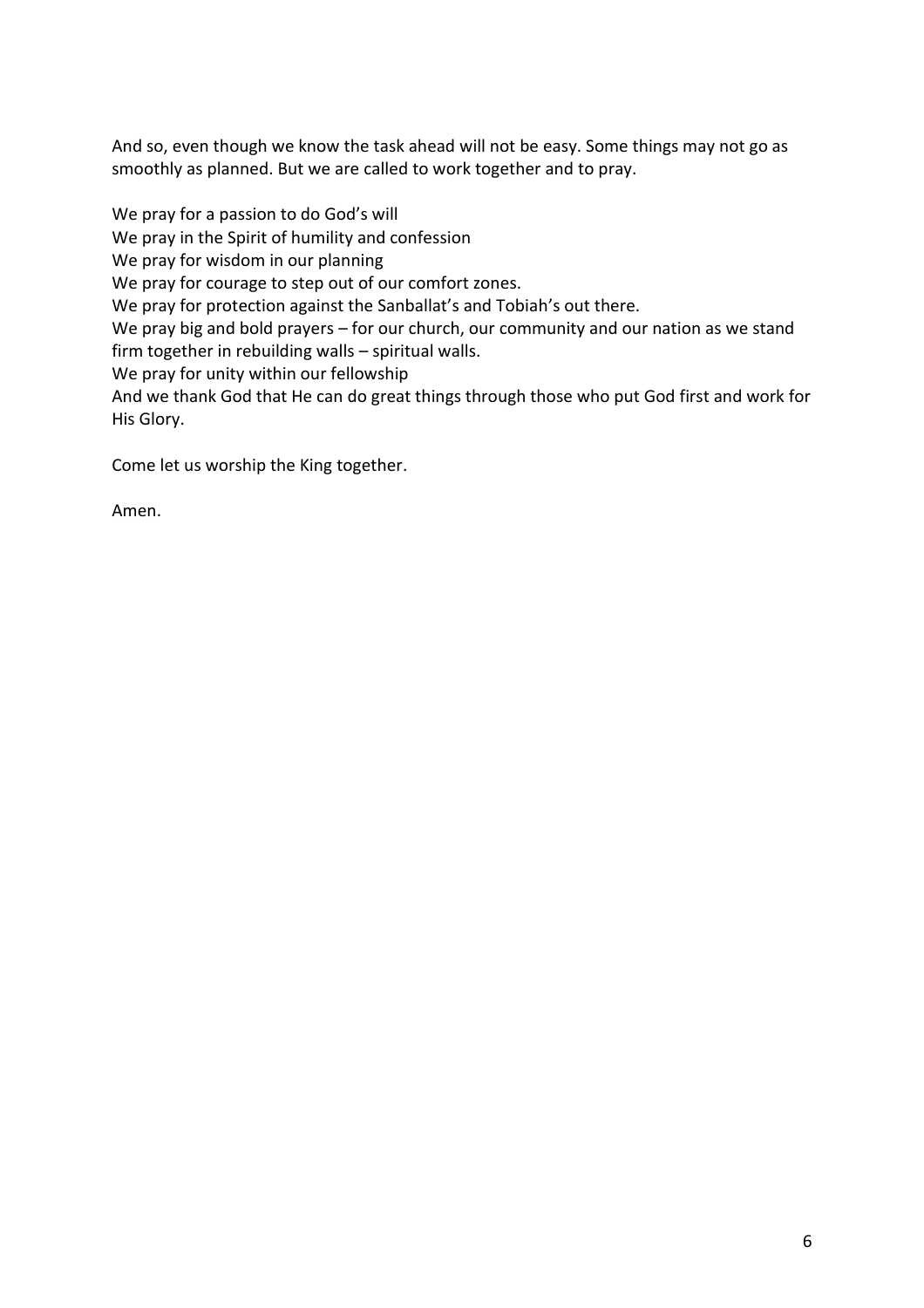And so, even though we know the task ahead will not be easy. Some things may not go as smoothly as planned. But we are called to work together and to pray.

We pray for a passion to do God's will
We pray in the Spirit of humility and confession
We pray for wisdom in our planning
We pray for courage to step out of our comfort zones.
We pray for protection against the Sanballat's and Tobiah's out there.
We pray big and bold prayers – for our church, our community and our nation as we stand firm together in rebuilding walls – spiritual walls.
We pray for unity within our fellowship
And we thank God that He can do great things through those who put God first and work for His Glory.

Come let us worship the King together.

Amen.